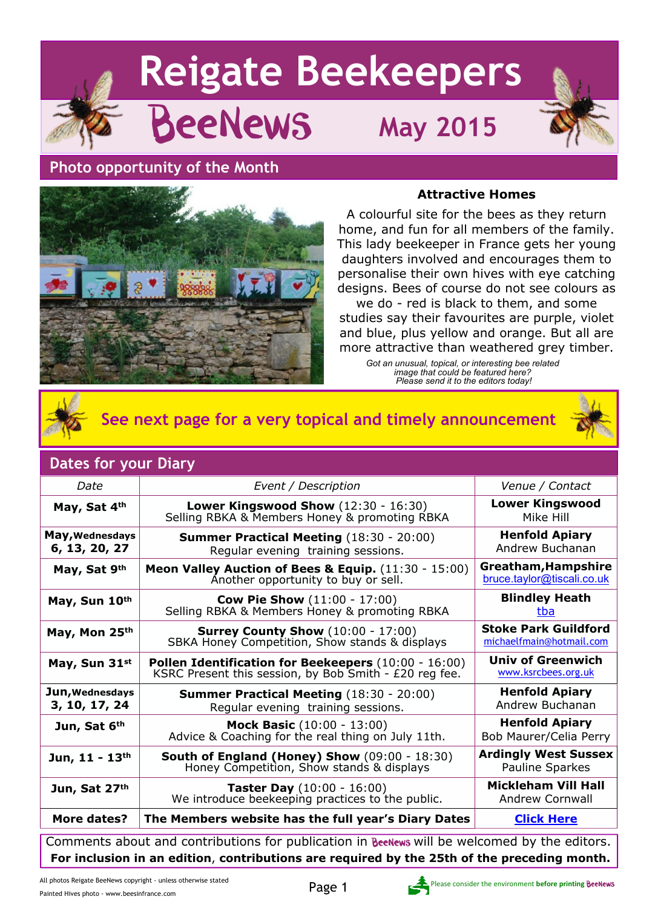# Reigate Beekeepers

## BeeNews May 2015

## Photo opportunity of the Month

### Attractive Homes

A colourful site for the bees as they return home, and fun for all members of the family. This lady beekeeper in France gets her young daughters involved and encourages them to personalise their own hives with eye catching designs. Bees of course do not see colours as we do - red is black to them, and some studies say their favourites are purple, violet and blue, plus yellow and orange. But all are more attractive than weathered grey timber.

*Got an unusual, topical, or interesting bee related image that could be featured here? Please send it to the editors today!*

**See next page for a very topical and timely announcement**

## Dates for your Diary

| Date | Event / Description | Venue / Contact |
|---|---|---|
| **May, Sat 4th** | **Lower Kingswood Show** (12:30 - 16:30) Selling RBKA & Members Honey & promoting RBKA | **Lower Kingswood** Mike Hill |
| **May, Wednesdays 6, 13, 20, 27** | **Summer Practical Meeting** (18:30 - 20:00) Regular evening training sessions. | **Henfold Apiary** Andrew Buchanan |
| **May, Sat 9th** | **Meon Valley Auction of Bees & Equip.** (11:30 - 15:00) Another opportunity to buy or sell. | **Greatham, Hampshire** bruce.taylor@tiscali.co.uk |
| **May, Sun 10th** | **Cow Pie Show** (11:00 - 17:00) Selling RBKA & Members Honey & promoting RBKA | **Blindley Heath** tba |
| **May, Mon 25th** | **Surrey County Show** (10:00 - 17:00) SBKA Honey Competition, Show stands & displays | **Stoke Park Guildford** michaelfmain@hotmail.com |
| **May, Sun 31st** | **Pollen Identification for Beekeepers** (10:00 - 16:00) KSRC Present this session, by Bob Smith - £20 reg fee. | **Univ of Greenwich** www.ksrcbees.org.uk |
| **Jun, Wednesdays 3, 10, 17, 24** | **Summer Practical Meeting** (18:30 - 20:00) Regular evening training sessions. | **Henfold Apiary** Andrew Buchanan |
| **Jun, Sat 6th** | **Mock Basic** (10:00 - 13:00) Advice & Coaching for the real thing on July 11th. | **Henfold Apiary** Bob Maurer/Celia Perry |
| **Jun, 11 - 13th** | **South of England (Honey) Show** (09:00 - 18:30) Honey Competition, Show stands & displays | **Ardingly West Sussex** Pauline Sparkes |
| **Jun, Sat 27th** | **Taster Day** (10:00 - 16:00) We introduce beekeeping practices to the public. | **Mickleham Vill Hall** Andrew Cornwall |
| **More dates?** | **The Members website has the full year's Diary Dates** | **Click Here** |

Comments about and contributions for publication in BeeNews will be welcomed by the editors.
**For inclusion in an edition, contributions are required by the 25th of the preceding month.**

All photos Reigate BeeNews copyright - unless otherwise stated
Painted Hives photo - www.beesinfrance.com

Please consider the environment **before printing** BeeNews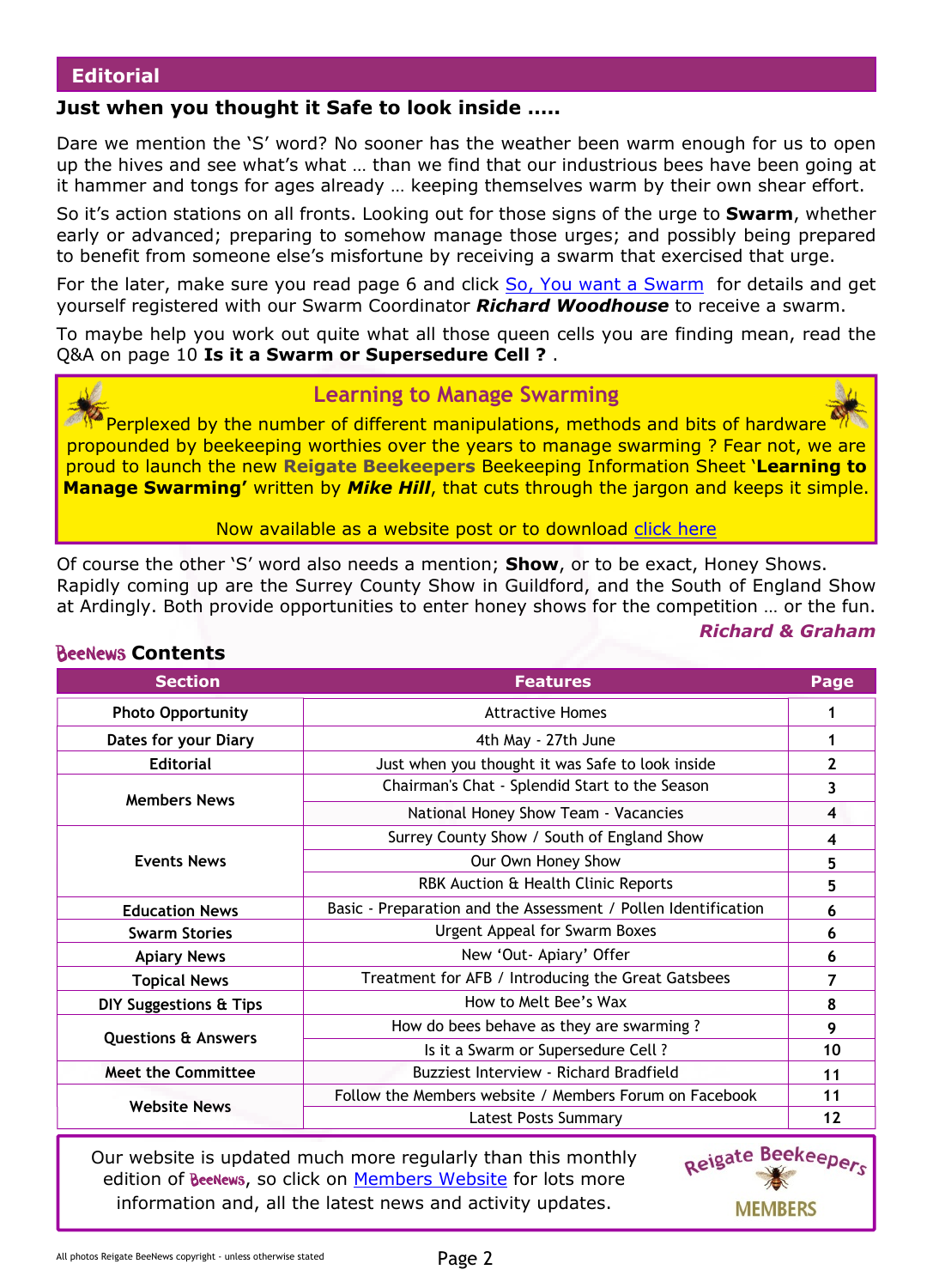## Editorial

### Just when you thought it Safe to look inside .....

Dare we mention the 'S' word? No sooner has the weather been warm enough for us to open up the hives and see what's what … than we find that our industrious bees have been going at it hammer and tongs for ages already … keeping themselves warm by their own shear effort.

So it's action stations on all fronts. Looking out for those signs of the urge to **Swarm**, whether early or advanced; preparing to somehow manage those urges; and possibly being prepared to benefit from someone else's misfortune by receiving a swarm that exercised that urge.

For the later, make sure you read page 6 and click So, You want a Swarm for details and get yourself registered with our Swarm Coordinator ***Richard Woodhouse*** to receive a swarm.

To maybe help you work out quite what all those queen cells you are finding mean, read the Q&A on page 10 **Is it a Swarm or Supersedure Cell ?** .

### Learning to Manage Swarming

Perplexed by the number of different manipulations, methods and bits of hardware propounded by beekeeping worthies over the years to manage swarming ? Fear not, we are proud to launch the new **Reigate Beekeepers** Beekeeping Information Sheet '**Learning to Manage Swarming'** written by ***Mike Hill***, that cuts through the jargon and keeps it simple.

Now available as a website post or to download click here

Of course the other 'S' word also needs a mention; **Show**, or to be exact, Honey Shows. Rapidly coming up are the Surrey County Show in Guildford, and the South of England Show at Ardingly. Both provide opportunities to enter honey shows for the competition … or the fun.

***Richard & Graham***

## BeeNews Contents

| Section | Features | Page |
|---|---|---|
| Photo Opportunity | Attractive Homes | 1 |
| Dates for your Diary | 4th May - 27th June | 1 |
| Editorial | Just when you thought it was Safe to look inside | 2 |
| Members News | Chairman's Chat - Splendid Start to the Season | 3 |
| | National Honey Show Team - Vacancies | 4 |
| Events News | Surrey County Show / South of England Show | 4 |
| | Our Own Honey Show | 5 |
| | RBK Auction & Health Clinic Reports | 5 |
| Education News | Basic - Preparation and the Assessment / Pollen Identification | 6 |
| Swarm Stories | Urgent Appeal for Swarm Boxes | 6 |
| Apiary News | New 'Out- Apiary' Offer | 6 |
| Topical News | Treatment for AFB / Introducing the Great Gatsbees | 7 |
| DIY Suggestions & Tips | How to Melt Bee's Wax | 8 |
| Questions & Answers | How do bees behave as they are swarming ? | 9 |
| | Is it a Swarm or Supersedure Cell ? | 10 |
| Meet the Committee | Buzziest Interview - Richard Bradfield | 11 |
| Website News | Follow the Members website / Members Forum on Facebook | 11 |
| | Latest Posts Summary | 12 |

Our website is updated much more regularly than this monthly edition of BeeNews, so click on Members Website for lots more information and, all the latest news and activity updates.

Reigate Beekeepers MEMBERS

All photos Reigate BeeNews copyright - unless otherwise stated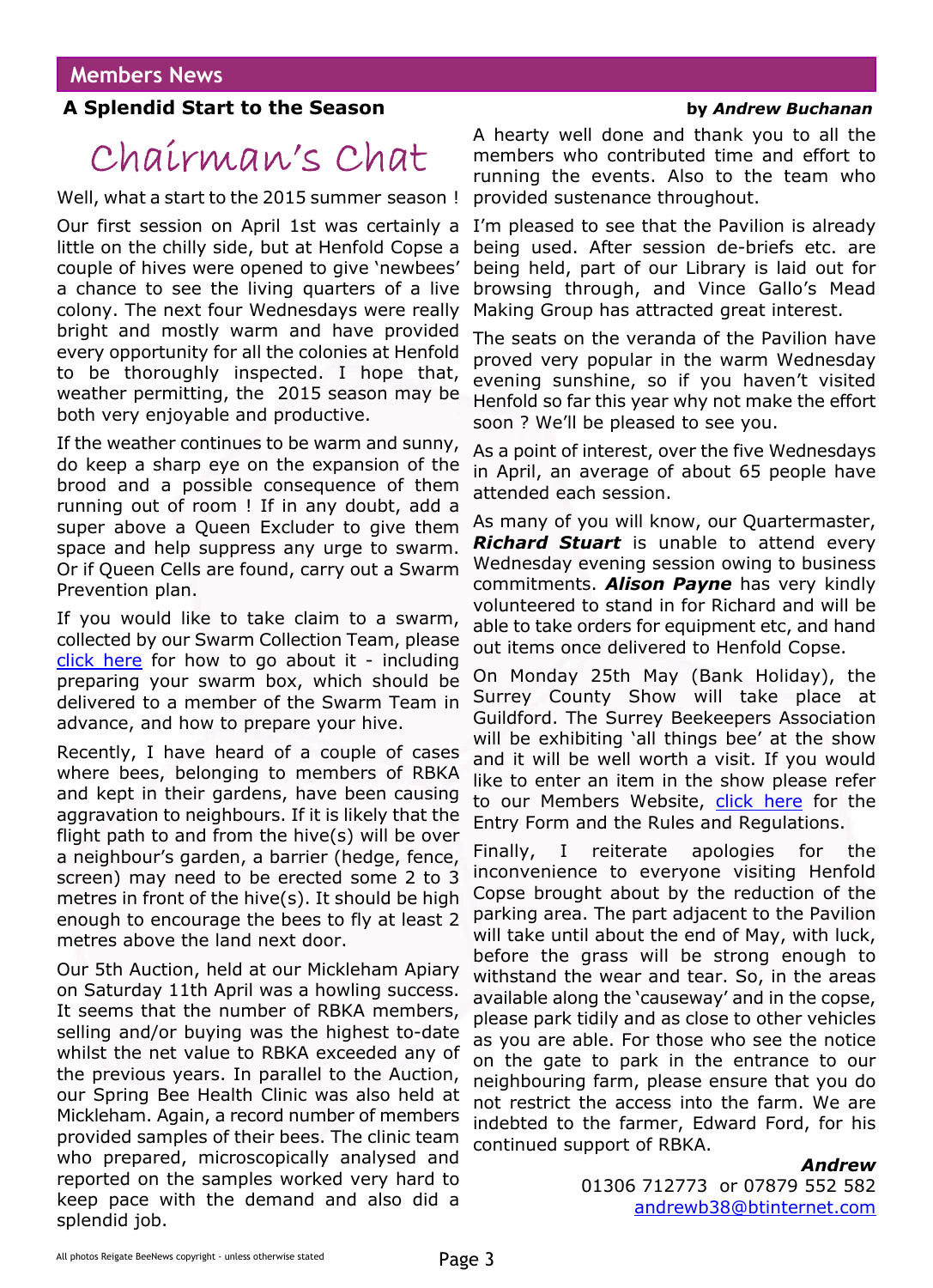## Members News

### A Splendid Start to the Season

**by *Andrew Buchanan***

# Chairman's Chat

Well, what a start to the 2015 summer season !

Our first session on April 1st was certainly a little on the chilly side, but at Henfold Copse a couple of hives were opened to give 'newbees' a chance to see the living quarters of a live colony. The next four Wednesdays were really bright and mostly warm and have provided every opportunity for all the colonies at Henfold to be thoroughly inspected. I hope that, weather permitting, the 2015 season may be both very enjoyable and productive.

If the weather continues to be warm and sunny, do keep a sharp eye on the expansion of the brood and a possible consequence of them running out of room ! If in any doubt, add a super above a Queen Excluder to give them space and help suppress any urge to swarm. Or if Queen Cells are found, carry out a Swarm Prevention plan.

If you would like to take claim to a swarm, collected by our Swarm Collection Team, please click here for how to go about it - including preparing your swarm box, which should be delivered to a member of the Swarm Team in advance, and how to prepare your hive.

Recently, I have heard of a couple of cases where bees, belonging to members of RBKA and kept in their gardens, have been causing aggravation to neighbours. If it is likely that the flight path to and from the hive(s) will be over a neighbour's garden, a barrier (hedge, fence, screen) may need to be erected some 2 to 3 metres in front of the hive(s). It should be high enough to encourage the bees to fly at least 2 metres above the land next door.

Our 5th Auction, held at our Mickleham Apiary on Saturday 11th April was a howling success. It seems that the number of RBKA members, selling and/or buying was the highest to-date whilst the net value to RBKA exceeded any of the previous years. In parallel to the Auction, our Spring Bee Health Clinic was also held at Mickleham. Again, a record number of members provided samples of their bees. The clinic team who prepared, microscopically analysed and reported on the samples worked very hard to keep pace with the demand and also did a splendid job.

A hearty well done and thank you to all the members who contributed time and effort to running the events. Also to the team who provided sustenance throughout.

I'm pleased to see that the Pavilion is already being used. After session de-briefs etc. are being held, part of our Library is laid out for browsing through, and Vince Gallo's Mead Making Group has attracted great interest.

The seats on the veranda of the Pavilion have proved very popular in the warm Wednesday evening sunshine, so if you haven't visited Henfold so far this year why not make the effort soon ? We'll be pleased to see you.

As a point of interest, over the five Wednesdays in April, an average of about 65 people have attended each session.

As many of you will know, our Quartermaster, ***Richard Stuart*** is unable to attend every Wednesday evening session owing to business commitments. ***Alison Payne*** has very kindly volunteered to stand in for Richard and will be able to take orders for equipment etc, and hand out items once delivered to Henfold Copse.

On Monday 25th May (Bank Holiday), the Surrey County Show will take place at Guildford. The Surrey Beekeepers Association will be exhibiting 'all things bee' at the show and it will be well worth a visit. If you would like to enter an item in the show please refer to our Members Website, click here for the Entry Form and the Rules and Regulations.

Finally, I reiterate apologies for the inconvenience to everyone visiting Henfold Copse brought about by the reduction of the parking area. The part adjacent to the Pavilion will take until about the end of May, with luck, before the grass will be strong enough to withstand the wear and tear. So, in the areas available along the 'causeway' and in the copse, please park tidily and as close to other vehicles as you are able. For those who see the notice on the gate to park in the entrance to our neighbouring farm, please ensure that you do not restrict the access into the farm. We are indebted to the farmer, Edward Ford, for his continued support of RBKA.

***Andrew***
01306 712773 or 07879 552 582
andrewb38@btinternet.com

All photos Reigate BeeNews copyright - unless otherwise stated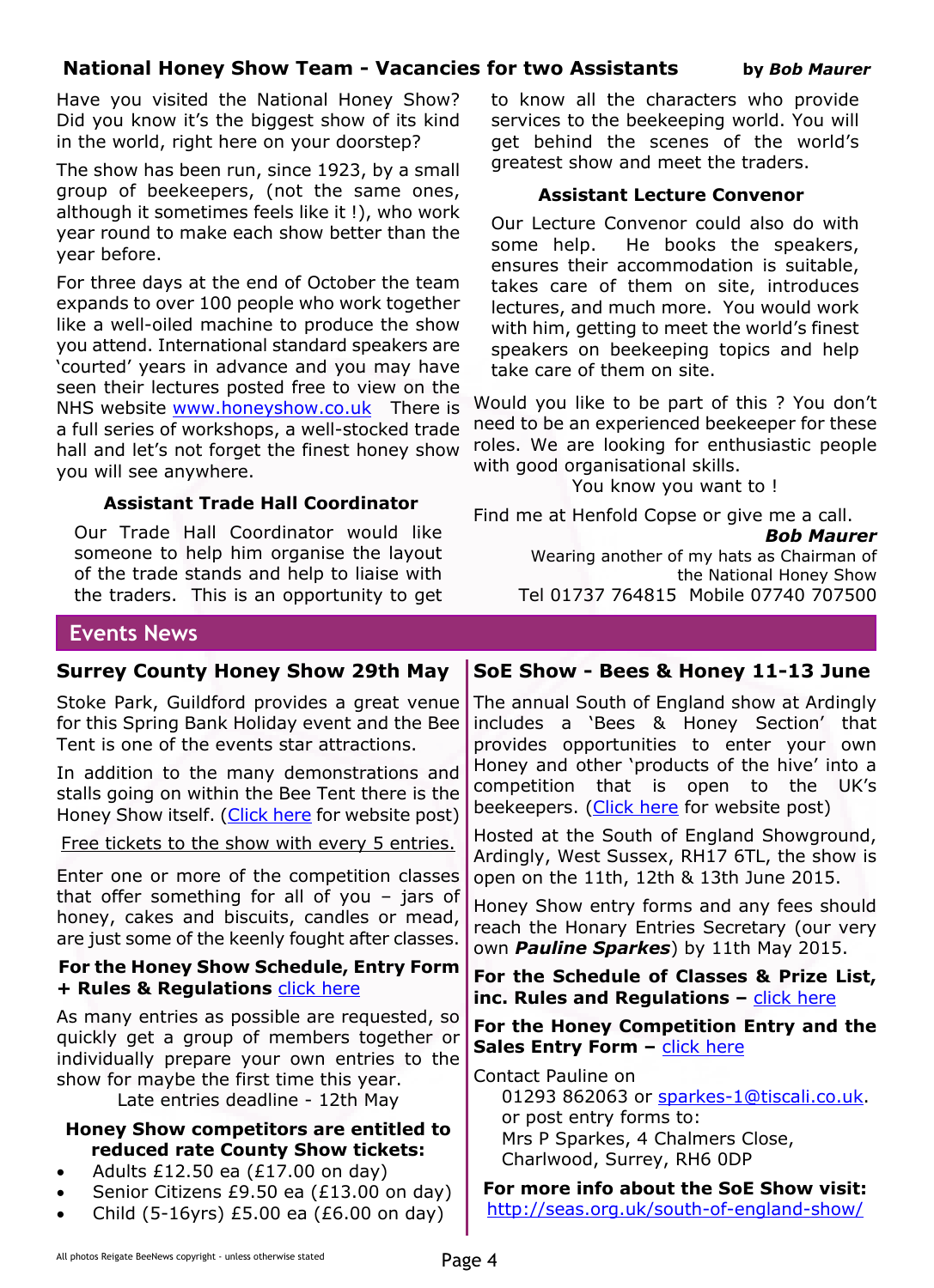## National Honey Show Team - Vacancies for two Assistants

**by *Bob Maurer***

Have you visited the National Honey Show? Did you know it's the biggest show of its kind in the world, right here on your doorstep?

The show has been run, since 1923, by a small group of beekeepers, (not the same ones, although it sometimes feels like it !), who work year round to make each show better than the year before.

For three days at the end of October the team expands to over 100 people who work together like a well-oiled machine to produce the show you attend. International standard speakers are 'courted' years in advance and you may have seen their lectures posted free to view on the NHS website www.honeyshow.co.uk There is a full series of workshops, a well-stocked trade hall and let's not forget the finest honey show you will see anywhere.

### Assistant Trade Hall Coordinator

Our Trade Hall Coordinator would like someone to help him organise the layout of the trade stands and help to liaise with the traders. This is an opportunity to get to know all the characters who provide services to the beekeeping world. You will get behind the scenes of the world's greatest show and meet the traders.

### Assistant Lecture Convenor

Our Lecture Convenor could also do with some help. He books the speakers, ensures their accommodation is suitable, takes care of them on site, introduces lectures, and much more. You would work with him, getting to meet the world's finest speakers on beekeeping topics and help take care of them on site.

Would you like to be part of this ? You don't need to be an experienced beekeeper for these roles. We are looking for enthusiastic people with good organisational skills.

You know you want to !

Find me at Henfold Copse or give me a call.

***Bob Maurer***
Wearing another of my hats as Chairman of the National Honey Show
Tel 01737 764815 Mobile 07740 707500

## Events News

### Surrey County Honey Show 29th May

Stoke Park, Guildford provides a great venue for this Spring Bank Holiday event and the Bee Tent is one of the events star attractions.

In addition to the many demonstrations and stalls going on within the Bee Tent there is the Honey Show itself. (Click here for website post)

Free tickets to the show with every 5 entries.

Enter one or more of the competition classes that offer something for all of you – jars of honey, cakes and biscuits, candles or mead, are just some of the keenly fought after classes.

**For the Honey Show Schedule, Entry Form + Rules & Regulations** click here

As many entries as possible are requested, so quickly get a group of members together or individually prepare your own entries to the show for maybe the first time this year.

Late entries deadline - 12th May

**Honey Show competitors are entitled to reduced rate County Show tickets:**

- Adults £12.50 ea (£17.00 on day)
- Senior Citizens £9.50 ea (£13.00 on day)
- Child (5-16yrs) £5.00 ea (£6.00 on day)

### SoE Show - Bees & Honey 11-13 June

The annual South of England show at Ardingly includes a 'Bees & Honey Section' that provides opportunities to enter your own Honey and other 'products of the hive' into a competition that is open to the UK's beekeepers. (Click here for website post)

Hosted at the South of England Showground, Ardingly, West Sussex, RH17 6TL, the show is open on the 11th, 12th & 13th June 2015.

Honey Show entry forms and any fees should reach the Honary Entries Secretary (our very own ***Pauline Sparkes***) by 11th May 2015.

**For the Schedule of Classes & Prize List, inc. Rules and Regulations –** click here

**For the Honey Competition Entry and the Sales Entry Form –** click here

Contact Pauline on
01293 862063 or sparkes-1@tiscali.co.uk.
or post entry forms to:
Mrs P Sparkes, 4 Chalmers Close,
Charlwood, Surrey, RH6 0DP

**For more info about the SoE Show visit:**
http://seas.org.uk/south-of-england-show/

All photos Reigate BeeNews copyright - unless otherwise stated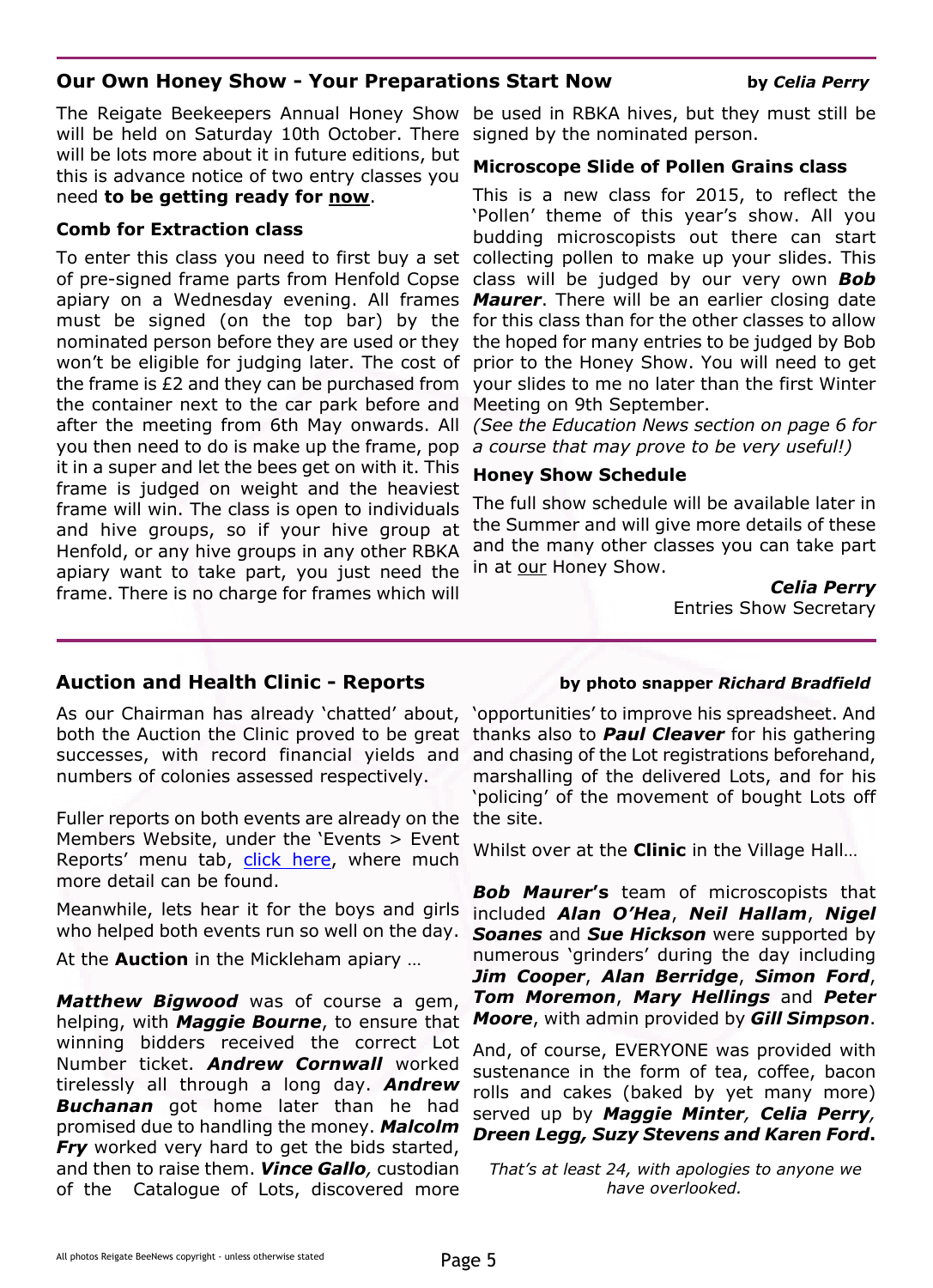## Our Own Honey Show - Your Preparations Start Now

by *Celia Perry*

The Reigate Beekeepers Annual Honey Show will be held on Saturday 10th October. There will be lots more about it in future editions, but this is advance notice of two entry classes you need **to be getting ready for now**.

### Comb for Extraction class

To enter this class you need to first buy a set of pre-signed frame parts from Henfold Copse apiary on a Wednesday evening. All frames must be signed (on the top bar) by the nominated person before they are used or they won't be eligible for judging later. The cost of the frame is £2 and they can be purchased from the container next to the car park before and after the meeting from 6th May onwards. All you then need to do is make up the frame, pop it in a super and let the bees get on with it. This frame is judged on weight and the heaviest frame will win. The class is open to individuals and hive groups, so if your hive group at Henfold, or any hive groups in any other RBKA apiary want to take part, you just need the frame. There is no charge for frames which will be used in RBKA hives, but they must still be signed by the nominated person.

### Microscope Slide of Pollen Grains class

This is a new class for 2015, to reflect the 'Pollen' theme of this year's show. All you budding microscopists out there can start collecting pollen to make up your slides. This class will be judged by our very own ***Bob Maurer***. There will be an earlier closing date for this class than for the other classes to allow the hoped for many entries to be judged by Bob prior to the Honey Show. You will need to get your slides to me no later than the first Winter Meeting on 9th September.

*(See the Education News section on page 6 for a course that may prove to be very useful!)*

### Honey Show Schedule

The full show schedule will be available later in the Summer and will give more details of these and the many other classes you can take part in at our Honey Show.

***Celia Perry***
Entries Show Secretary

## Auction and Health Clinic - Reports

by photo snapper *Richard Bradfield*

As our Chairman has already 'chatted' about, both the Auction the Clinic proved to be great successes, with record financial yields and numbers of colonies assessed respectively.

Fuller reports on both events are already on the Members Website, under the 'Events > Event Reports' menu tab, click here, where much more detail can be found.

Meanwhile, lets hear it for the boys and girls who helped both events run so well on the day.

At the **Auction** in the Mickleham apiary …

***Matthew Bigwood*** was of course a gem, helping, with ***Maggie Bourne***, to ensure that winning bidders received the correct Lot Number ticket. ***Andrew Cornwall*** worked tirelessly all through a long day. ***Andrew Buchanan*** got home later than he had promised due to handling the money. ***Malcolm Fry*** worked very hard to get the bids started, and then to raise them. ***Vince Gallo**,* custodian of the Catalogue of Lots, discovered more 'opportunities' to improve his spreadsheet. And thanks also to ***Paul Cleaver*** for his gathering and chasing of the Lot registrations beforehand, marshalling of the delivered Lots, and for his 'policing' of the movement of bought Lots off the site.

Whilst over at the **Clinic** in the Village Hall…

***Bob Maurer's*** team of microscopists that included ***Alan O'Hea***, ***Neil Hallam***, ***Nigel Soanes*** and ***Sue Hickson*** were supported by numerous 'grinders' during the day including ***Jim Cooper***, ***Alan Berridge***, ***Simon Ford***, ***Tom Moremon***, ***Mary Hellings*** and ***Peter Moore***, with admin provided by ***Gill Simpson***.

And, of course, EVERYONE was provided with sustenance in the form of tea, coffee, bacon rolls and cakes (baked by yet many more) served up by ***Maggie Minter**, **Celia Perry**, **Dreen Legg, Suzy Stevens and Karen Ford***.

*That's at least 24, with apologies to anyone we have overlooked.*

All photos Reigate BeeNews copyright - unless otherwise stated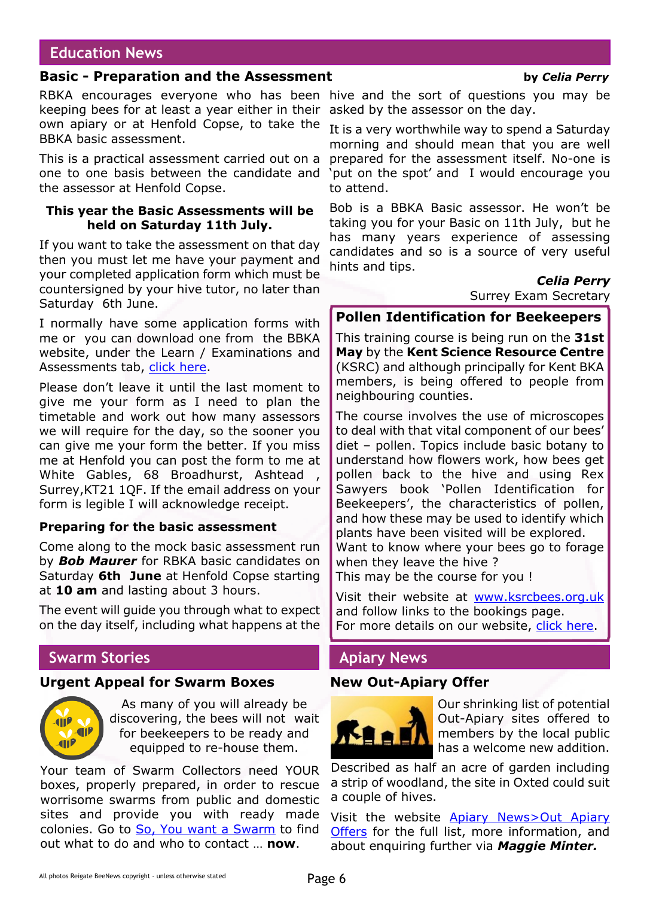# Education News

## Basic - Preparation and the Assessment

by ***Celia Perry***

RBKA encourages everyone who has been keeping bees for at least a year either in their own apiary or at Henfold Copse, to take the BBKA basic assessment.

This is a practical assessment carried out on a one to one basis between the candidate and the assessor at Henfold Copse.

**This year the Basic Assessments will be held on Saturday 11th July.**

If you want to take the assessment on that day then you must let me have your payment and your completed application form which must be countersigned by your hive tutor, no later than Saturday 6th June.

I normally have some application forms with me or you can download one from the BBKA website, under the Learn / Examinations and Assessments tab, click here.

Please don't leave it until the last moment to give me your form as I need to plan the timetable and work out how many assessors we will require for the day, so the sooner you can give me your form the better. If you miss me at Henfold you can post the form to me at White Gables, 68 Broadhurst, Ashtead , Surrey,KT21 1QF. If the email address on your form is legible I will acknowledge receipt.

### Preparing for the basic assessment

Come along to the mock basic assessment run by ***Bob Maurer*** for RBKA basic candidates on Saturday **6th June** at Henfold Copse starting at **10 am** and lasting about 3 hours.

The event will guide you through what to expect on the day itself, including what happens at the hive and the sort of questions you may be asked by the assessor on the day.

It is a very worthwhile way to spend a Saturday morning and should mean that you are well prepared for the assessment itself. No-one is 'put on the spot' and I would encourage you to attend.

Bob is a BBKA Basic assessor. He won't be taking you for your Basic on 11th July, but he has many years experience of assessing candidates and so is a source of very useful hints and tips.

***Celia Perry***
Surrey Exam Secretary

## Pollen Identification for Beekeepers

This training course is being run on the **31st May** by the **Kent Science Resource Centre** (KSRC) and although principally for Kent BKA members, is being offered to people from neighbouring counties.

The course involves the use of microscopes to deal with that vital component of our bees' diet – pollen. Topics include basic botany to understand how flowers work, how bees get pollen back to the hive and using Rex Sawyers book 'Pollen Identification for Beekeepers', the characteristics of pollen, and how these may be used to identify which plants have been visited will be explored.
Want to know where your bees go to forage when they leave the hive ?
This may be the course for you !

Visit their website at www.ksrcbees.org.uk and follow links to the bookings page.
For more details on our website, click here.

# Swarm Stories

## Urgent Appeal for Swarm Boxes

As many of you will already be discovering, the bees will not wait for beekeepers to be ready and equipped to re-house them.

Your team of Swarm Collectors need YOUR boxes, properly prepared, in order to rescue worrisome swarms from public and domestic sites and provide you with ready made colonies. Go to So, You want a Swarm to find out what to do and who to contact … **now**.

# Apiary News

## New Out-Apiary Offer

Our shrinking list of potential Out-Apiary sites offered to members by the local public has a welcome new addition.

Described as half an acre of garden including a strip of woodland, the site in Oxted could suit a couple of hives.

Visit the website Apiary News>Out Apiary Offers for the full list, more information, and about enquiring further via ***Maggie Minter.***

All photos Reigate BeeNews copyright - unless otherwise stated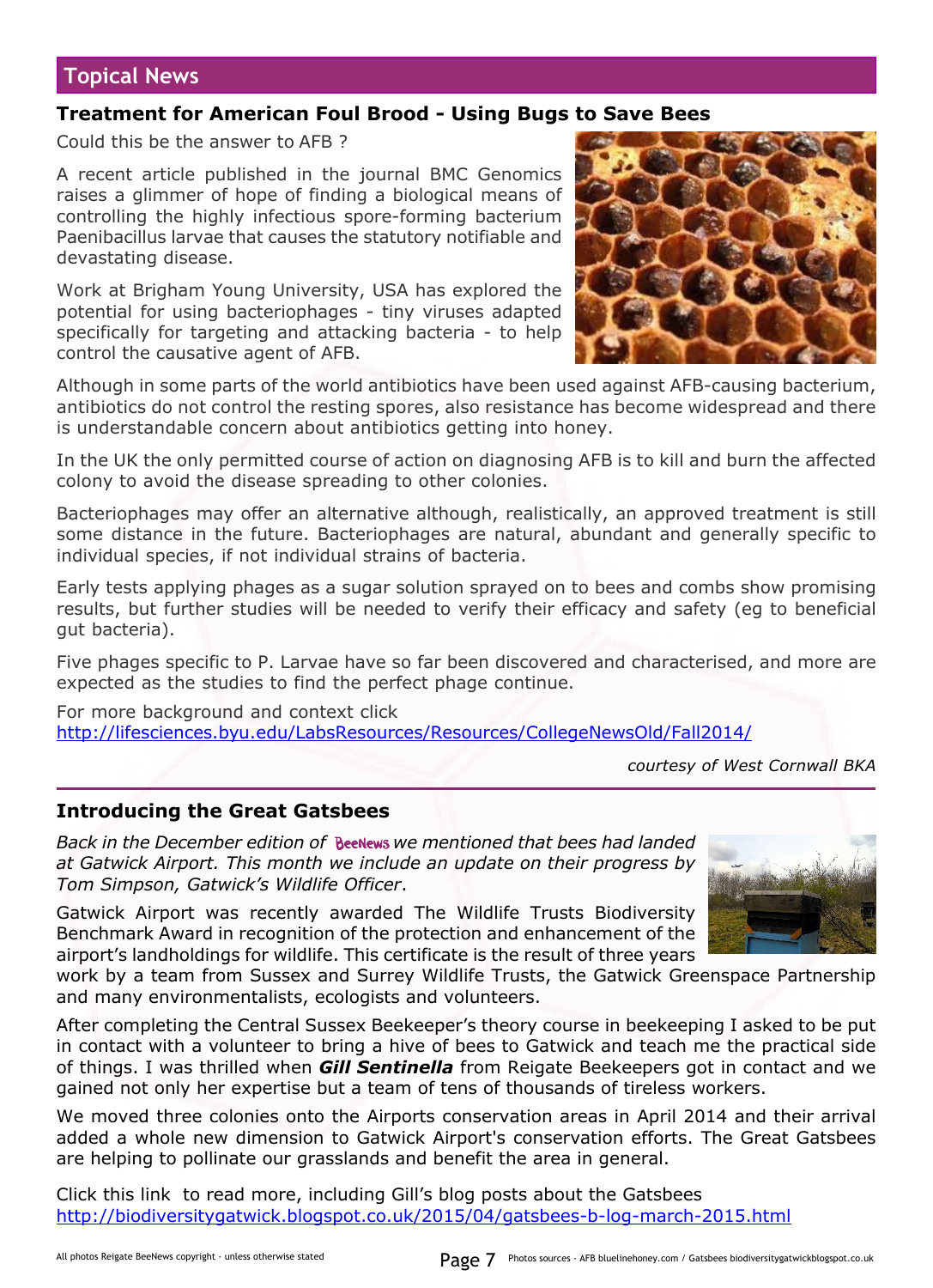## Topical News

### Treatment for American Foul Brood - Using Bugs to Save Bees

Could this be the answer to AFB ?

A recent article published in the journal BMC Genomics raises a glimmer of hope of finding a biological means of controlling the highly infectious spore-forming bacterium Paenibacillus larvae that causes the statutory notifiable and devastating disease.

Work at Brigham Young University, USA has explored the potential for using bacteriophages - tiny viruses adapted specifically for targeting and attacking bacteria - to help control the causative agent of AFB.

Although in some parts of the world antibiotics have been used against AFB-causing bacterium, antibiotics do not control the resting spores, also resistance has become widespread and there is understandable concern about antibiotics getting into honey.

In the UK the only permitted course of action on diagnosing AFB is to kill and burn the affected colony to avoid the disease spreading to other colonies.

Bacteriophages may offer an alternative although, realistically, an approved treatment is still some distance in the future. Bacteriophages are natural, abundant and generally specific to individual species, if not individual strains of bacteria.

Early tests applying phages as a sugar solution sprayed on to bees and combs show promising results, but further studies will be needed to verify their efficacy and safety (eg to beneficial gut bacteria).

Five phages specific to P. Larvae have so far been discovered and characterised, and more are expected as the studies to find the perfect phage continue.

For more background and context click
http://lifesciences.byu.edu/LabsResources/Resources/CollegeNewsOld/Fall2014/

*courtesy of West Cornwall BKA*

---

### Introducing the Great Gatsbees

*Back in the December edition of BeeNews we mentioned that bees had landed at Gatwick Airport. This month we include an update on their progress by Tom Simpson, Gatwick's Wildlife Officer.*

Gatwick Airport was recently awarded The Wildlife Trusts Biodiversity Benchmark Award in recognition of the protection and enhancement of the airport's landholdings for wildlife. This certificate is the result of three years work by a team from Sussex and Surrey Wildlife Trusts, the Gatwick Greenspace Partnership and many environmentalists, ecologists and volunteers.

After completing the Central Sussex Beekeeper's theory course in beekeeping I asked to be put in contact with a volunteer to bring a hive of bees to Gatwick and teach me the practical side of things. I was thrilled when ***Gill Sentinella*** from Reigate Beekeepers got in contact and we gained not only her expertise but a team of tens of thousands of tireless workers.

We moved three colonies onto the Airports conservation areas in April 2014 and their arrival added a whole new dimension to Gatwick Airport's conservation efforts. The Great Gatsbees are helping to pollinate our grasslands and benefit the area in general.

Click this link to read more, including Gill's blog posts about the Gatsbees
http://biodiversitygatwick.blogspot.co.uk/2015/04/gatsbees-b-log-march-2015.html

All photos Reigate BeeNews copyright - unless otherwise stated

Photos sources - AFB bluelinehoney.com / Gatsbees biodiversitygatwickblogspot.co.uk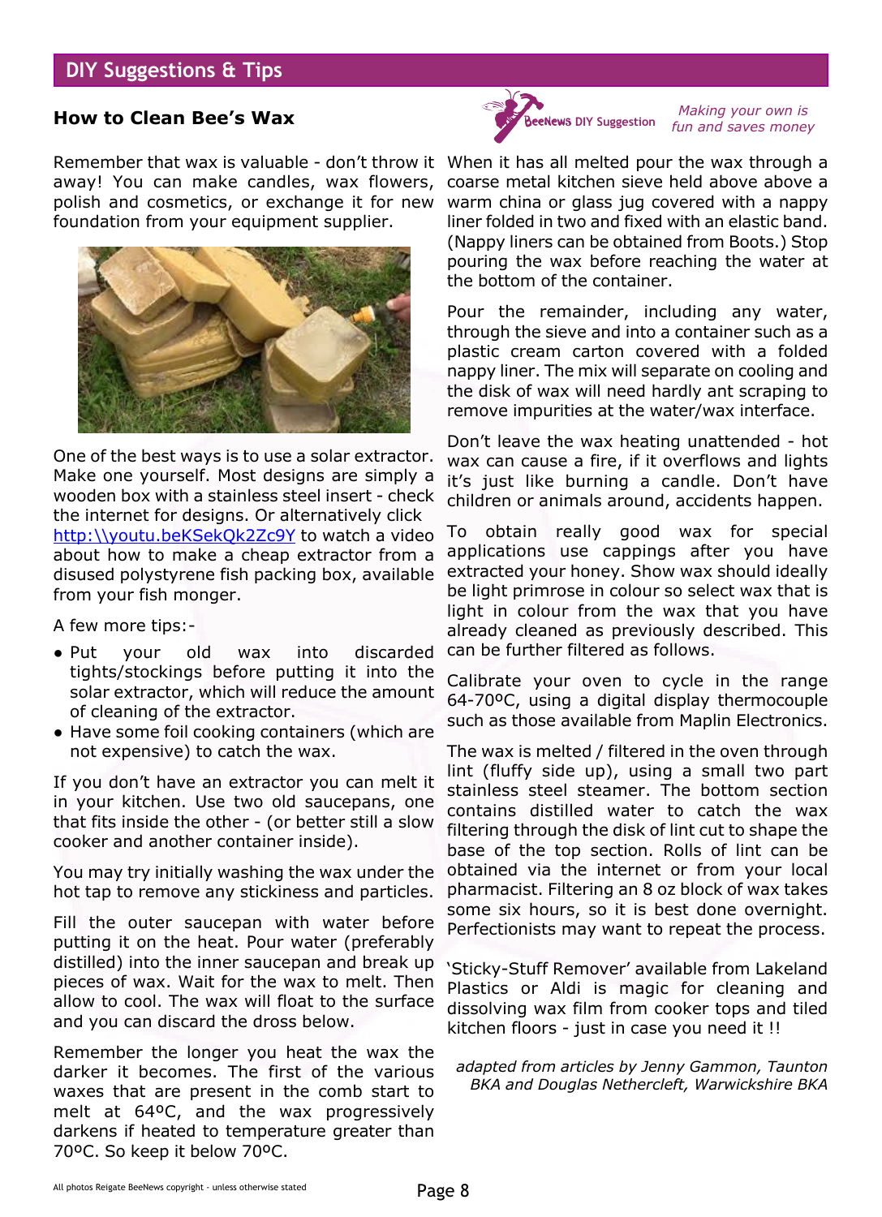## DIY Suggestions & Tips

### How to Clean Bee's Wax

BeeNews DIY Suggestion

*Making your own is fun and saves money*

Remember that wax is valuable - don't throw it away! You can make candles, wax flowers, polish and cosmetics, or exchange it for new foundation from your equipment supplier.

One of the best ways is to use a solar extractor. Make one yourself. Most designs are simply a wooden box with a stainless steel insert - check the internet for designs. Or alternatively click http:\\youtu.beKSekQk2Zc9Y to watch a video about how to make a cheap extractor from a disused polystyrene fish packing box, available from your fish monger.

A few more tips:-

- Put your old wax into discarded tights/stockings before putting it into the solar extractor, which will reduce the amount of cleaning of the extractor.
- Have some foil cooking containers (which are not expensive) to catch the wax.

If you don't have an extractor you can melt it in your kitchen. Use two old saucepans, one that fits inside the other - (or better still a slow cooker and another container inside).

You may try initially washing the wax under the hot tap to remove any stickiness and particles.

Fill the outer saucepan with water before putting it on the heat. Pour water (preferably distilled) into the inner saucepan and break up pieces of wax. Wait for the wax to melt. Then allow to cool. The wax will float to the surface and you can discard the dross below.

Remember the longer you heat the wax the darker it becomes. The first of the various waxes that are present in the comb start to melt at 64ºC, and the wax progressively darkens if heated to temperature greater than 70ºC. So keep it below 70ºC.

When it has all melted pour the wax through a coarse metal kitchen sieve held above above a warm china or glass jug covered with a nappy liner folded in two and fixed with an elastic band. (Nappy liners can be obtained from Boots.) Stop pouring the wax before reaching the water at the bottom of the container.

Pour the remainder, including any water, through the sieve and into a container such as a plastic cream carton covered with a folded nappy liner. The mix will separate on cooling and the disk of wax will need hardly ant scraping to remove impurities at the water/wax interface.

Don't leave the wax heating unattended - hot wax can cause a fire, if it overflows and lights it's just like burning a candle. Don't have children or animals around, accidents happen.

To obtain really good wax for special applications use cappings after you have extracted your honey. Show wax should ideally be light primrose in colour so select wax that is light in colour from the wax that you have already cleaned as previously described. This can be further filtered as follows.

Calibrate your oven to cycle in the range 64-70ºC, using a digital display thermocouple such as those available from Maplin Electronics.

The wax is melted / filtered in the oven through lint (fluffy side up), using a small two part stainless steel steamer. The bottom section contains distilled water to catch the wax filtering through the disk of lint cut to shape the base of the top section. Rolls of lint can be obtained via the internet or from your local pharmacist. Filtering an 8 oz block of wax takes some six hours, so it is best done overnight. Perfectionists may want to repeat the process.

'Sticky-Stuff Remover' available from Lakeland Plastics or Aldi is magic for cleaning and dissolving wax film from cooker tops and tiled kitchen floors - just in case you need it !!

*adapted from articles by Jenny Gammon, Taunton BKA and Douglas Nethercleft, Warwickshire BKA*

All photos Reigate BeeNews copyright - unless otherwise stated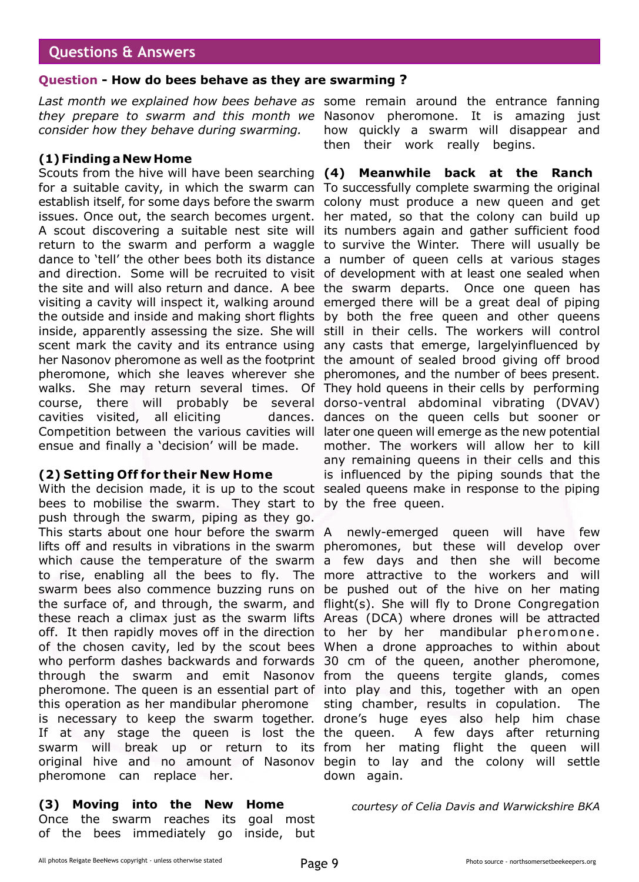## Questions & Answers

### Question - How do bees behave as they are swarming ?

*Last month we explained how bees behave as they prepare to swarm and this month we consider how they behave during swarming.*

#### (1) Finding a New Home

Scouts from the hive will have been searching for a suitable cavity, in which the swarm can establish itself, for some days before the swarm issues. Once out, the search becomes urgent. A scout discovering a suitable nest site will return to the swarm and perform a waggle dance to 'tell' the other bees both its distance and direction. Some will be recruited to visit the site and will also return and dance. A bee visiting a cavity will inspect it, walking around the outside and inside and making short flights inside, apparently assessing the size. She will scent mark the cavity and its entrance using her Nasonov pheromone as well as the footprint pheromone, which she leaves wherever she walks. She may return several times. Of course, there will probably be several cavities visited, all eliciting dances. Competition between the various cavities will ensue and finally a 'decision' will be made.

#### (2) Setting Off for their New Home

With the decision made, it is up to the scout bees to mobilise the swarm. They start to push through the swarm, piping as they go. This starts about one hour before the swarm lifts off and results in vibrations in the swarm which cause the temperature of the swarm to rise, enabling all the bees to fly. The swarm bees also commence buzzing runs on the surface of, and through, the swarm, and these reach a climax just as the swarm lifts off. It then rapidly moves off in the direction of the chosen cavity, led by the scout bees who perform dashes backwards and forwards through the swarm and emit Nasonov pheromone. The queen is an essential part of this operation as her mandibular pheromone is necessary to keep the swarm together. If at any stage the queen is lost the swarm will break up or return to its original hive and no amount of Nasonov pheromone can replace her.

#### (3) Moving into the New Home

Once the swarm reaches its goal most of the bees immediately go inside, but some remain around the entrance fanning Nasonov pheromone. It is amazing just how quickly a swarm will disappear and then their work really begins.

#### (4) Meanwhile back at the Ranch

To successfully complete swarming the original colony must produce a new queen and get her mated, so that the colony can build up its numbers again and gather sufficient food to survive the Winter. There will usually be a number of queen cells at various stages of development with at least one sealed when the swarm departs. Once one queen has emerged there will be a great deal of piping by both the free queen and other queens still in their cells. The workers will control any casts that emerge, largelyinfluenced by the amount of sealed brood giving off brood pheromones, and the number of bees present. They hold queens in their cells by performing dorso-ventral abdominal vibrating (DVAV) dances on the queen cells but sooner or later one queen will emerge as the new potential mother. The workers will allow her to kill any remaining queens in their cells and this is influenced by the piping sounds that the sealed queens make in response to the piping by the free queen.

A newly-emerged queen will have few pheromones, but these will develop over a few days and then she will become more attractive to the workers and will be pushed out of the hive on her mating flight(s). She will fly to Drone Congregation Areas (DCA) where drones will be attracted to her by her mandibular pheromone. When a drone approaches to within about 30 cm of the queen, another pheromone, from the queens tergite glands, comes into play and this, together with an open sting chamber, results in copulation. The drone's huge eyes also help him chase the queen. A few days after returning from her mating flight the queen will begin to lay and the colony will settle down again.

*courtesy of Celia Davis and Warwickshire BKA*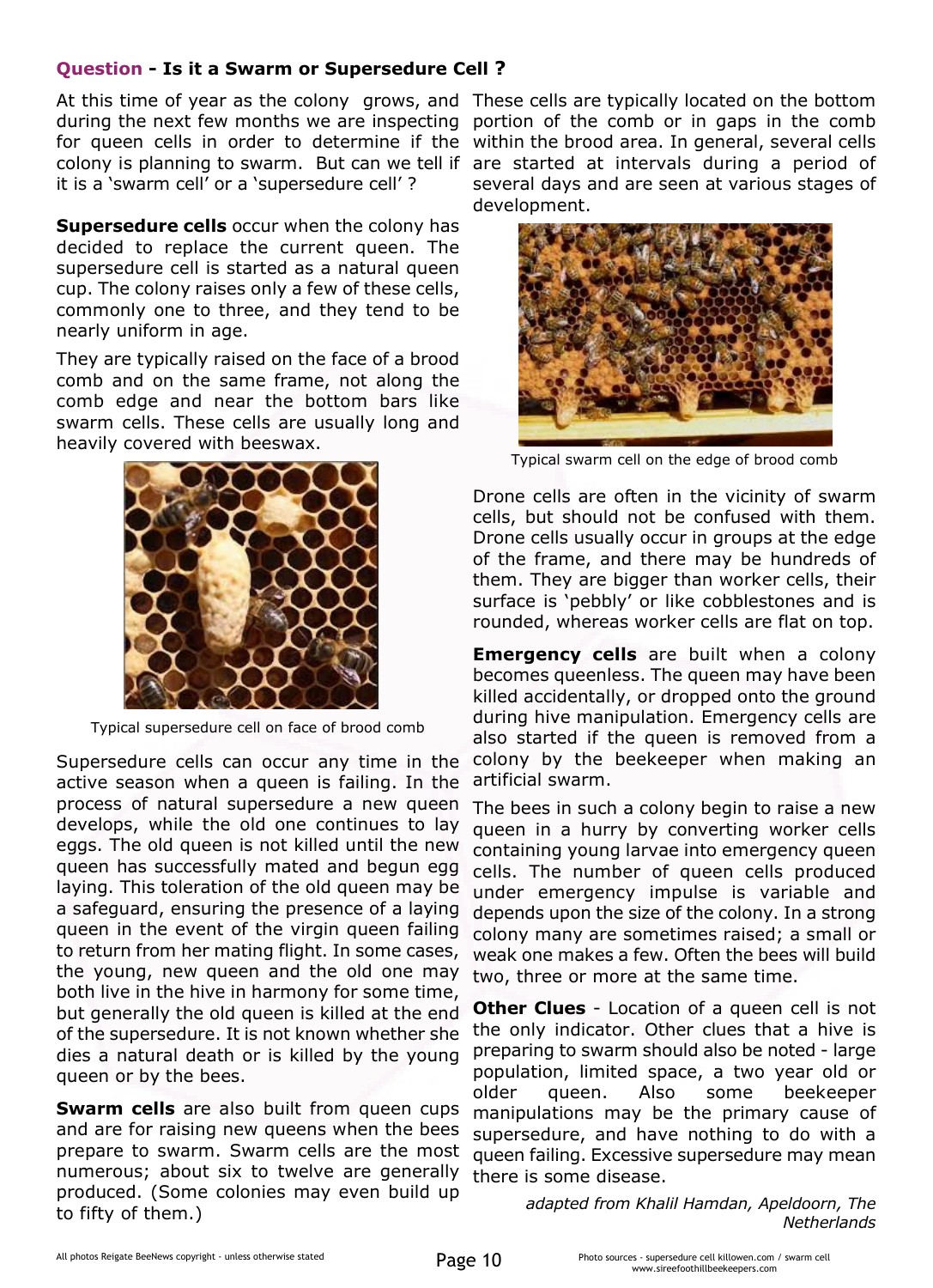## Question - Is it a Swarm or Supersedure Cell ?

At this time of year as the colony grows, and during the next few months we are inspecting for queen cells in order to determine if the colony is planning to swarm. But can we tell if it is a 'swarm cell' or a 'supersedure cell' ?

**Supersedure cells** occur when the colony has decided to replace the current queen. The supersedure cell is started as a natural queen cup. The colony raises only a few of these cells, commonly one to three, and they tend to be nearly uniform in age.

They are typically raised on the face of a brood comb and on the same frame, not along the comb edge and near the bottom bars like swarm cells. These cells are usually long and heavily covered with beeswax.

Typical supersedure cell on face of brood comb

Supersedure cells can occur any time in the active season when a queen is failing. In the process of natural supersedure a new queen develops, while the old one continues to lay eggs. The old queen is not killed until the new queen has successfully mated and begun egg laying. This toleration of the old queen may be a safeguard, ensuring the presence of a laying queen in the event of the virgin queen failing to return from her mating flight. In some cases, the young, new queen and the old one may both live in the hive in harmony for some time, but generally the old queen is killed at the end of the supersedure. It is not known whether she dies a natural death or is killed by the young queen or by the bees.

**Swarm cells** are also built from queen cups and are for raising new queens when the bees prepare to swarm. Swarm cells are the most numerous; about six to twelve are generally produced. (Some colonies may even build up to fifty of them.)

These cells are typically located on the bottom portion of the comb or in gaps in the comb within the brood area. In general, several cells are started at intervals during a period of several days and are seen at various stages of development.

Typical swarm cell on the edge of brood comb

Drone cells are often in the vicinity of swarm cells, but should not be confused with them. Drone cells usually occur in groups at the edge of the frame, and there may be hundreds of them. They are bigger than worker cells, their surface is 'pebbly' or like cobblestones and is rounded, whereas worker cells are flat on top.

**Emergency cells** are built when a colony becomes queenless. The queen may have been killed accidentally, or dropped onto the ground during hive manipulation. Emergency cells are also started if the queen is removed from a colony by the beekeeper when making an artificial swarm.

The bees in such a colony begin to raise a new queen in a hurry by converting worker cells containing young larvae into emergency queen cells. The number of queen cells produced under emergency impulse is variable and depends upon the size of the colony. In a strong colony many are sometimes raised; a small or weak one makes a few. Often the bees will build two, three or more at the same time.

**Other Clues** - Location of a queen cell is not the only indicator. Other clues that a hive is preparing to swarm should also be noted - large population, limited space, a two year old or older queen. Also some beekeeper manipulations may be the primary cause of supersedure, and have nothing to do with a queen failing. Excessive supersedure may mean there is some disease.

*adapted from Khalil Hamdan, Apeldoorn, The Netherlands*

All photos Reigate BeeNews copyright - unless otherwise stated

Photo sources - supersedure cell killowen.com / swarm cell www.sireefoothillbeekeepers.com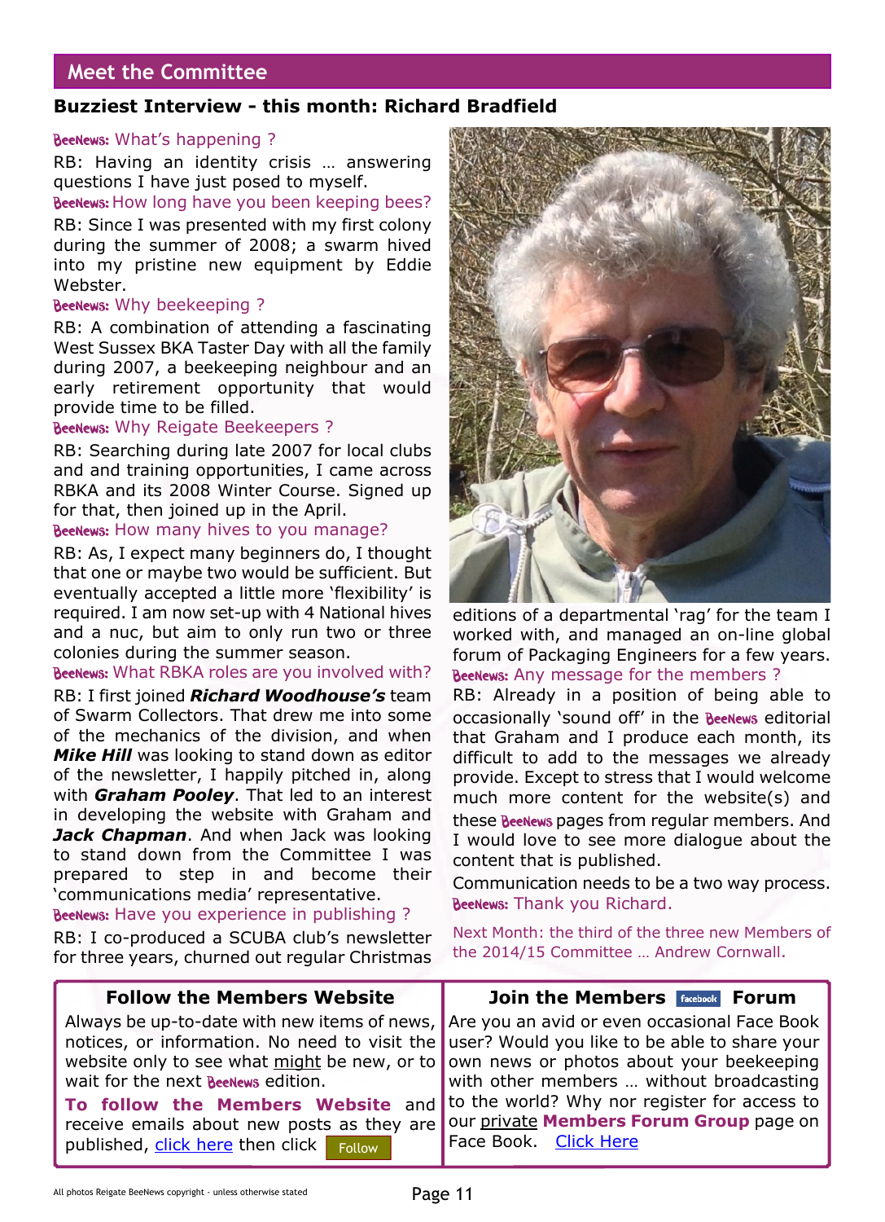## Meet the Committee

### Buzziest Interview - this month: Richard Bradfield

BeeNews: What's happening ?

RB: Having an identity crisis … answering questions I have just posed to myself.

BeeNews: How long have you been keeping bees?

RB: Since I was presented with my first colony during the summer of 2008; a swarm hived into my pristine new equipment by Eddie Webster.

BeeNews: Why beekeeping ?

RB: A combination of attending a fascinating West Sussex BKA Taster Day with all the family during 2007, a beekeeping neighbour and an early retirement opportunity that would provide time to be filled.

BeeNews: Why Reigate Beekeepers ?

RB: Searching during late 2007 for local clubs and and training opportunities, I came across RBKA and its 2008 Winter Course. Signed up for that, then joined up in the April.

BeeNews: How many hives to you manage?

RB: As, I expect many beginners do, I thought that one or maybe two would be sufficient. But eventually accepted a little more 'flexibility' is required. I am now set-up with 4 National hives and a nuc, but aim to only run two or three colonies during the summer season.

BeeNews: What RBKA roles are you involved with?

RB: I first joined ***Richard Woodhouse's*** team of Swarm Collectors. That drew me into some of the mechanics of the division, and when ***Mike Hill*** was looking to stand down as editor of the newsletter, I happily pitched in, along with ***Graham Pooley***. That led to an interest in developing the website with Graham and ***Jack Chapman***. And when Jack was looking to stand down from the Committee I was prepared to step in and become their 'communications media' representative.

BeeNews: Have you experience in publishing ?

RB: I co-produced a SCUBA club's newsletter for three years, churned out regular Christmas editions of a departmental 'rag' for the team I worked with, and managed an on-line global forum of Packaging Engineers for a few years.

BeeNews: Any message for the members ?

RB: Already in a position of being able to occasionally 'sound off' in the BeeNews editorial that Graham and I produce each month, its difficult to add to the messages we already provide. Except to stress that I would welcome much more content for the website(s) and these BeeNews pages from regular members. And I would love to see more dialogue about the content that is published.

Communication needs to be a two way process.

BeeNews: Thank you Richard.

Next Month: the third of the three new Members of the 2014/15 Committee … Andrew Cornwall.

### Follow the Members Website

Always be up-to-date with new items of news, notices, or information. No need to visit the website only to see what might be new, or to wait for the next BeeNews edition.

**To follow the Members Website** and receive emails about new posts as they are published, click here then click Follow

### Join the Members facebook Forum

Are you an avid or even occasional Face Book user? Would you like to be able to share your own news or photos about your beekeeping with other members … without broadcasting to the world? Why nor register for access to our private **Members Forum Group** page on Face Book. Click Here

All photos Reigate BeeNews copyright - unless otherwise stated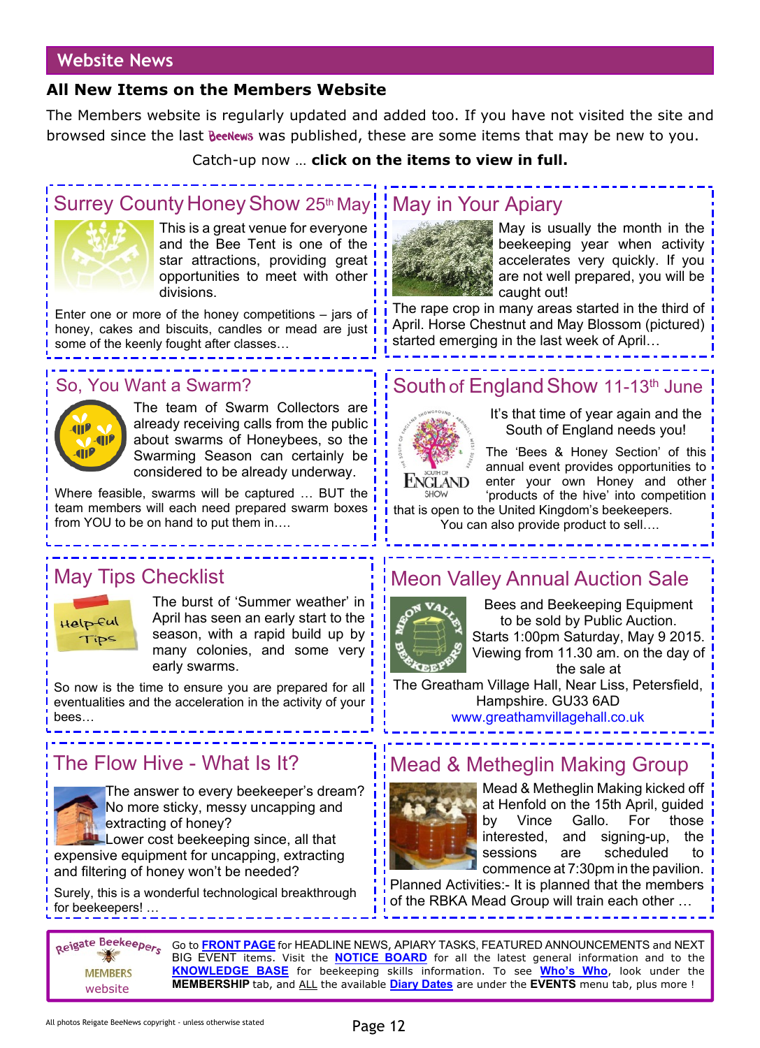## Website News

### All New Items on the Members Website

The Members website is regularly updated and added too. If you have not visited the site and browsed since the last BeeNews was published, these are some items that may be new to you.

Catch-up now … **click on the items to view in full.**

### Surrey County Honey Show 25th May

This is a great venue for everyone and the Bee Tent is one of the star attractions, providing great opportunities to meet with other divisions.

Enter one or more of the honey competitions – jars of honey, cakes and biscuits, candles or mead are just some of the keenly fought after classes…

### May in Your Apiary

May is usually the month in the beekeeping year when activity accelerates very quickly. If you are not well prepared, you will be caught out!

The rape crop in many areas started in the third of April. Horse Chestnut and May Blossom (pictured) started emerging in the last week of April…

### So, You Want a Swarm?

The team of Swarm Collectors are already receiving calls from the public about swarms of Honeybees, so the Swarming Season can certainly be considered to be already underway.

Where feasible, swarms will be captured … BUT the team members will each need prepared swarm boxes from YOU to be on hand to put them in….

### South of England Show 11-13th June

It's that time of year again and the South of England needs you!

The 'Bees & Honey Section' of this annual event provides opportunities to enter your own Honey and other 'products of the hive' into competition that is open to the United Kingdom's beekeepers.

You can also provide product to sell….

### May Tips Checklist

The burst of 'Summer weather' in April has seen an early start to the season, with a rapid build up by many colonies, and some very early swarms.

So now is the time to ensure you are prepared for all eventualities and the acceleration in the activity of your bees…

### Meon Valley Annual Auction Sale

Bees and Beekeeping Equipment to be sold by Public Auction.
Starts 1:00pm Saturday, May 9 2015.
Viewing from 11.30 am. on the day of the sale at
The Greatham Village Hall, Near Liss, Petersfield, Hampshire. GU33 6AD
www.greathamvillagehall.co.uk

### The Flow Hive - What Is It?

The answer to every beekeeper's dream? No more sticky, messy uncapping and extracting of honey?
Lower cost beekeeping since, all that expensive equipment for uncapping, extracting and filtering of honey won't be needed?

Surely, this is a wonderful technological breakthrough for beekeepers! …

### Mead & Metheglin Making Group

Mead & Metheglin Making kicked off at Henfold on the 15th April, guided by Vince Gallo. For those interested, and signing-up, the sessions are scheduled to commence at 7:30pm in the pavilion.

Planned Activities:- It is planned that the members of the RBKA Mead Group will train each other …

---

Reigate Beekeepers MEMBERS website

Go to **FRONT PAGE** for HEADLINE NEWS, APIARY TASKS, FEATURED ANNOUNCEMENTS and NEXT BIG EVENT items. Visit the **NOTICE BOARD** for all the latest general information and to the **KNOWLEDGE BASE** for beekeeping skills information. To see **Who's Who**, look under the **MEMBERSHIP** tab, and ALL the available **Diary Dates** are under the **EVENTS** menu tab, plus more !

All photos Reigate BeeNews copyright - unless otherwise stated